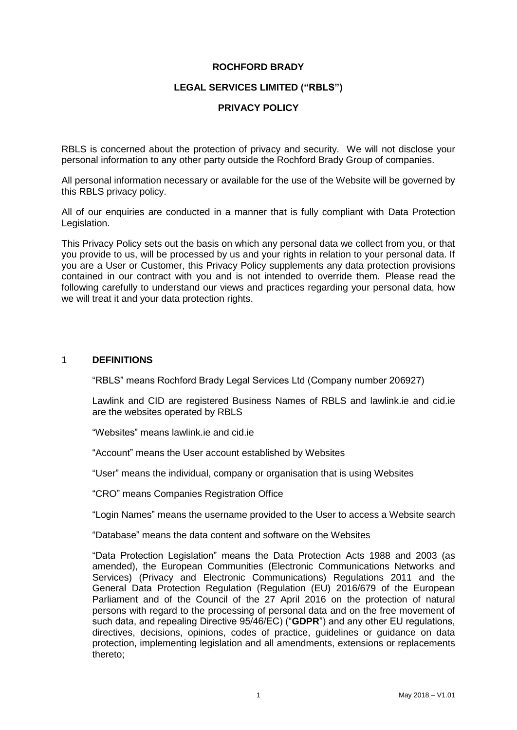# ROCHFORD BRADY

## LEGAL SERVICES LIMITED ("RBLS")

## PRIVACY POLICY

RBLS is concerned about the protection of privacy and security. We will not disclose your personal information to any other party outside the Rochford Brady Group of companies.

All personal information necessary or available for the use of the Website will be governed by this RBLS privacy policy.

All of our enquiries are conducted in a manner that is fully compliant with Data Protection Legislation.

This Privacy Policy sets out the basis on which any personal data we collect from you, or that you provide to us, will be processed by us and your rights in relation to your personal data. If you are a User or Customer, this Privacy Policy supplements any data protection provisions contained in our contract with you and is not intended to override them. Please read the following carefully to understand our views and practices regarding your personal data, how we will treat it and your data protection rights.

## 1 DEFINITIONS

"RBLS" means Rochford Brady Legal Services Ltd (Company number 206927)

Lawlink and CID are registered Business Names of RBLS and lawlink.ie and cid.ie are the websites operated by RBLS

"Websites" means lawlink.ie and cid.ie

"Account" means the User account established by Websites

"User" means the individual, company or organisation that is using Websites

"CRO" means Companies Registration Office

"Login Names" means the username provided to the User to access a Website search

"Database" means the data content and software on the Websites

"Data Protection Legislation" means the Data Protection Acts 1988 and 2003 (as amended), the European Communities (Electronic Communications Networks and Services) (Privacy and Electronic Communications) Regulations 2011 and the General Data Protection Regulation (Regulation (EU) 2016/679 of the European Parliament and of the Council of the 27 April 2016 on the protection of natural persons with regard to the processing of personal data and on the free movement of such data, and repealing Directive 95/46/EC) ("**GDPR**") and any other EU regulations, directives, decisions, opinions, codes of practice, guidelines or guidance on data protection, implementing legislation and all amendments, extensions or replacements thereto;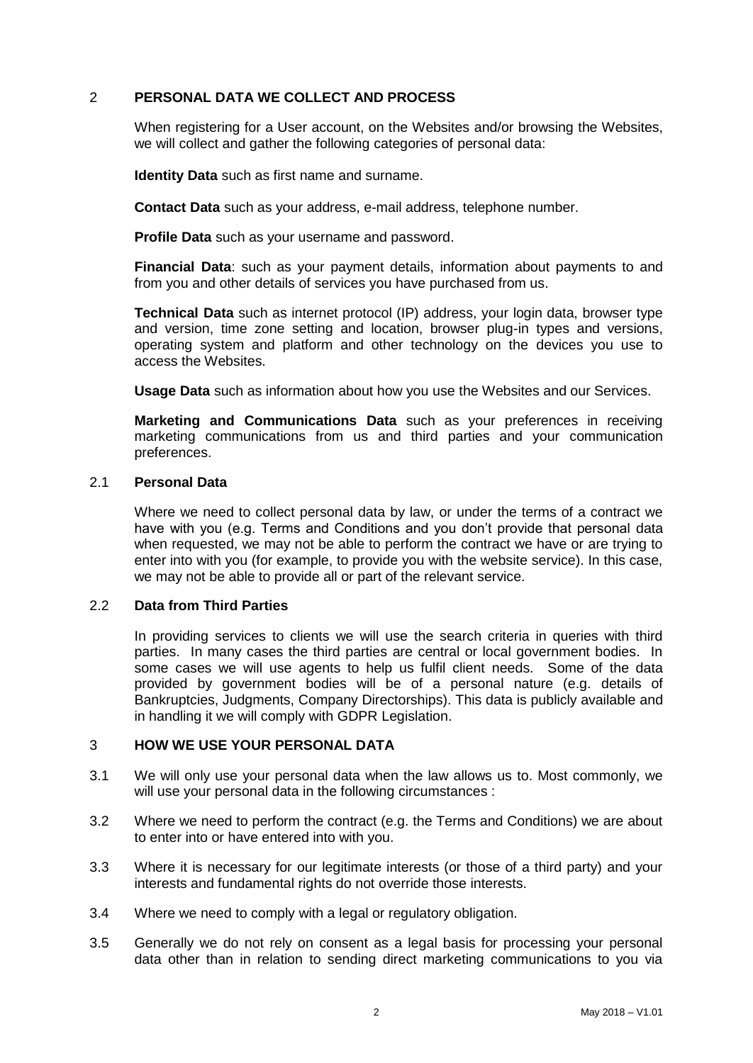## 2 PERSONAL DATA WE COLLECT AND PROCESS

When registering for a User account, on the Websites and/or browsing the Websites, we will collect and gather the following categories of personal data:

**Identity Data** such as first name and surname.

**Contact Data** such as your address, e-mail address, telephone number.

**Profile Data** such as your username and password.

**Financial Data**: such as your payment details, information about payments to and from you and other details of services you have purchased from us.

**Technical Data** such as internet protocol (IP) address, your login data, browser type and version, time zone setting and location, browser plug-in types and versions, operating system and platform and other technology on the devices you use to access the Websites.

**Usage Data** such as information about how you use the Websites and our Services.

**Marketing and Communications Data** such as your preferences in receiving marketing communications from us and third parties and your communication preferences.

### 2.1 Personal Data

Where we need to collect personal data by law, or under the terms of a contract we have with you (e.g. Terms and Conditions and you don't provide that personal data when requested, we may not be able to perform the contract we have or are trying to enter into with you (for example, to provide you with the website service). In this case, we may not be able to provide all or part of the relevant service.

### 2.2 Data from Third Parties

In providing services to clients we will use the search criteria in queries with third parties. In many cases the third parties are central or local government bodies. In some cases we will use agents to help us fulfil client needs. Some of the data provided by government bodies will be of a personal nature (e.g. details of Bankruptcies, Judgments, Company Directorships). This data is publicly available and in handling it we will comply with GDPR Legislation.

## 3 HOW WE USE YOUR PERSONAL DATA

3.1 We will only use your personal data when the law allows us to. Most commonly, we will use your personal data in the following circumstances :

3.2 Where we need to perform the contract (e.g. the Terms and Conditions) we are about to enter into or have entered into with you.

3.3 Where it is necessary for our legitimate interests (or those of a third party) and your interests and fundamental rights do not override those interests.

3.4 Where we need to comply with a legal or regulatory obligation.

3.5 Generally we do not rely on consent as a legal basis for processing your personal data other than in relation to sending direct marketing communications to you via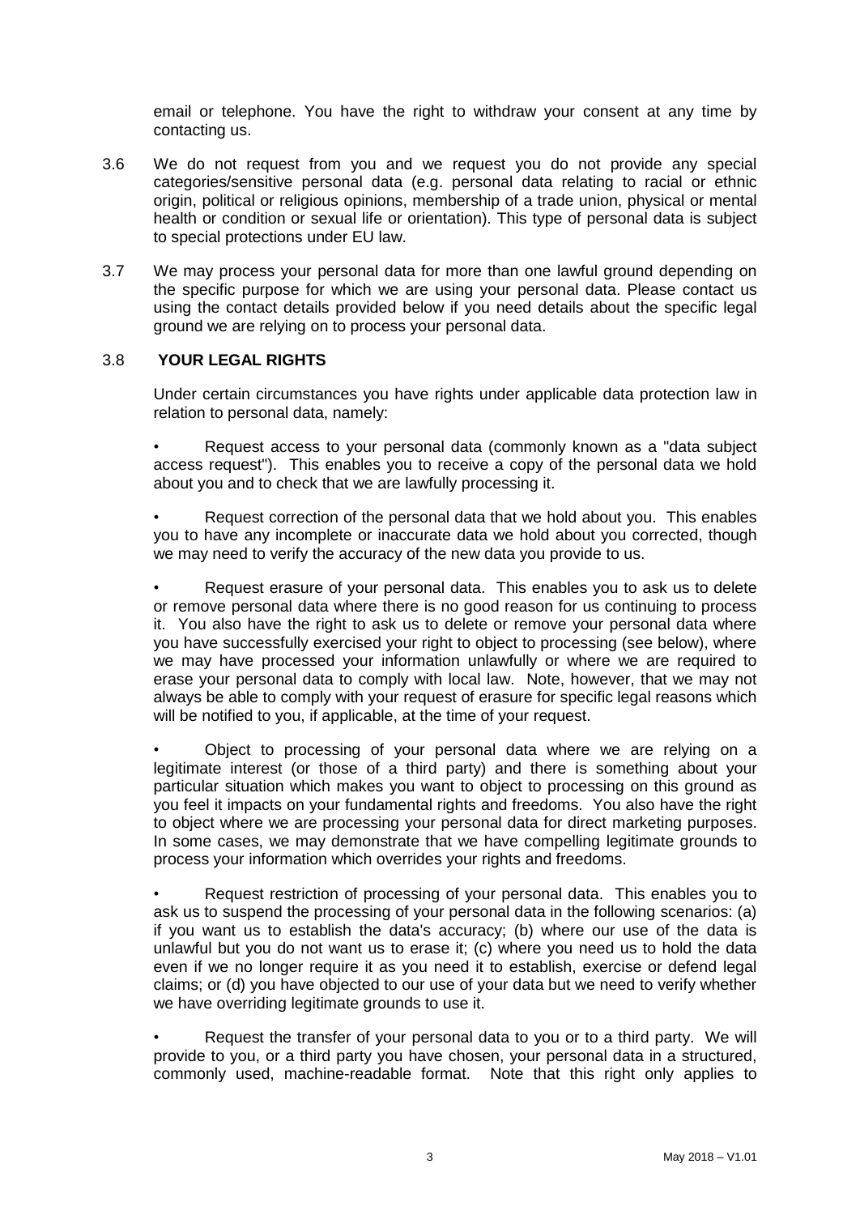email or telephone. You have the right to withdraw your consent at any time by contacting us.

3.6 We do not request from you and we request you do not provide any special categories/sensitive personal data (e.g. personal data relating to racial or ethnic origin, political or religious opinions, membership of a trade union, physical or mental health or condition or sexual life or orientation). This type of personal data is subject to special protections under EU law.

3.7 We may process your personal data for more than one lawful ground depending on the specific purpose for which we are using your personal data. Please contact us using the contact details provided below if you need details about the specific legal ground we are relying on to process your personal data.

3.8 **YOUR LEGAL RIGHTS**

Under certain circumstances you have rights under applicable data protection law in relation to personal data, namely:

- Request access to your personal data (commonly known as a "data subject access request"). This enables you to receive a copy of the personal data we hold about you and to check that we are lawfully processing it.

- Request correction of the personal data that we hold about you. This enables you to have any incomplete or inaccurate data we hold about you corrected, though we may need to verify the accuracy of the new data you provide to us.

- Request erasure of your personal data. This enables you to ask us to delete or remove personal data where there is no good reason for us continuing to process it. You also have the right to ask us to delete or remove your personal data where you have successfully exercised your right to object to processing (see below), where we may have processed your information unlawfully or where we are required to erase your personal data to comply with local law. Note, however, that we may not always be able to comply with your request of erasure for specific legal reasons which will be notified to you, if applicable, at the time of your request.

- Object to processing of your personal data where we are relying on a legitimate interest (or those of a third party) and there is something about your particular situation which makes you want to object to processing on this ground as you feel it impacts on your fundamental rights and freedoms. You also have the right to object where we are processing your personal data for direct marketing purposes. In some cases, we may demonstrate that we have compelling legitimate grounds to process your information which overrides your rights and freedoms.

- Request restriction of processing of your personal data. This enables you to ask us to suspend the processing of your personal data in the following scenarios: (a) if you want us to establish the data's accuracy; (b) where our use of the data is unlawful but you do not want us to erase it; (c) where you need us to hold the data even if we no longer require it as you need it to establish, exercise or defend legal claims; or (d) you have objected to our use of your data but we need to verify whether we have overriding legitimate grounds to use it.

- Request the transfer of your personal data to you or to a third party. We will provide to you, or a third party you have chosen, your personal data in a structured, commonly used, machine-readable format. Note that this right only applies to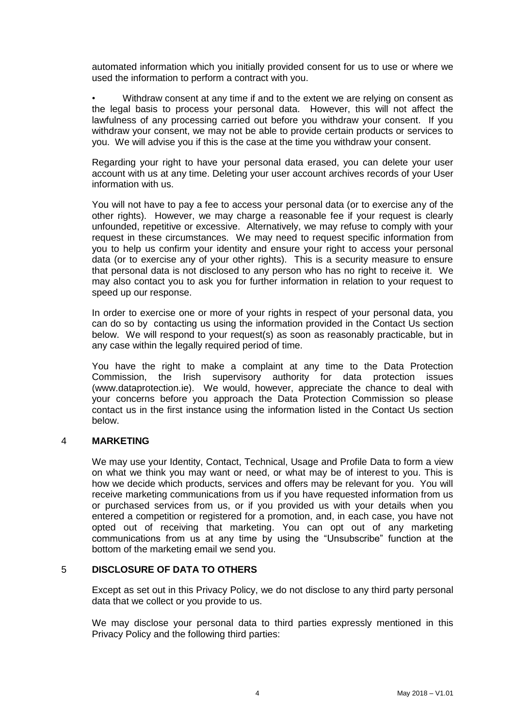automated information which you initially provided consent for us to use or where we used the information to perform a contract with you.

- Withdraw consent at any time if and to the extent we are relying on consent as the legal basis to process your personal data. However, this will not affect the lawfulness of any processing carried out before you withdraw your consent. If you withdraw your consent, we may not be able to provide certain products or services to you. We will advise you if this is the case at the time you withdraw your consent.

Regarding your right to have your personal data erased, you can delete your user account with us at any time. Deleting your user account archives records of your User information with us.

You will not have to pay a fee to access your personal data (or to exercise any of the other rights). However, we may charge a reasonable fee if your request is clearly unfounded, repetitive or excessive. Alternatively, we may refuse to comply with your request in these circumstances. We may need to request specific information from you to help us confirm your identity and ensure your right to access your personal data (or to exercise any of your other rights). This is a security measure to ensure that personal data is not disclosed to any person who has no right to receive it. We may also contact you to ask you for further information in relation to your request to speed up our response.

In order to exercise one or more of your rights in respect of your personal data, you can do so by contacting us using the information provided in the Contact Us section below. We will respond to your request(s) as soon as reasonably practicable, but in any case within the legally required period of time.

You have the right to make a complaint at any time to the Data Protection Commission, the Irish supervisory authority for data protection issues (www.dataprotection.ie). We would, however, appreciate the chance to deal with your concerns before you approach the Data Protection Commission so please contact us in the first instance using the information listed in the Contact Us section below.

## 4 MARKETING

We may use your Identity, Contact, Technical, Usage and Profile Data to form a view on what we think you may want or need, or what may be of interest to you. This is how we decide which products, services and offers may be relevant for you. You will receive marketing communications from us if you have requested information from us or purchased services from us, or if you provided us with your details when you entered a competition or registered for a promotion, and, in each case, you have not opted out of receiving that marketing. You can opt out of any marketing communications from us at any time by using the "Unsubscribe" function at the bottom of the marketing email we send you.

## 5 DISCLOSURE OF DATA TO OTHERS

Except as set out in this Privacy Policy, we do not disclose to any third party personal data that we collect or you provide to us.

We may disclose your personal data to third parties expressly mentioned in this Privacy Policy and the following third parties: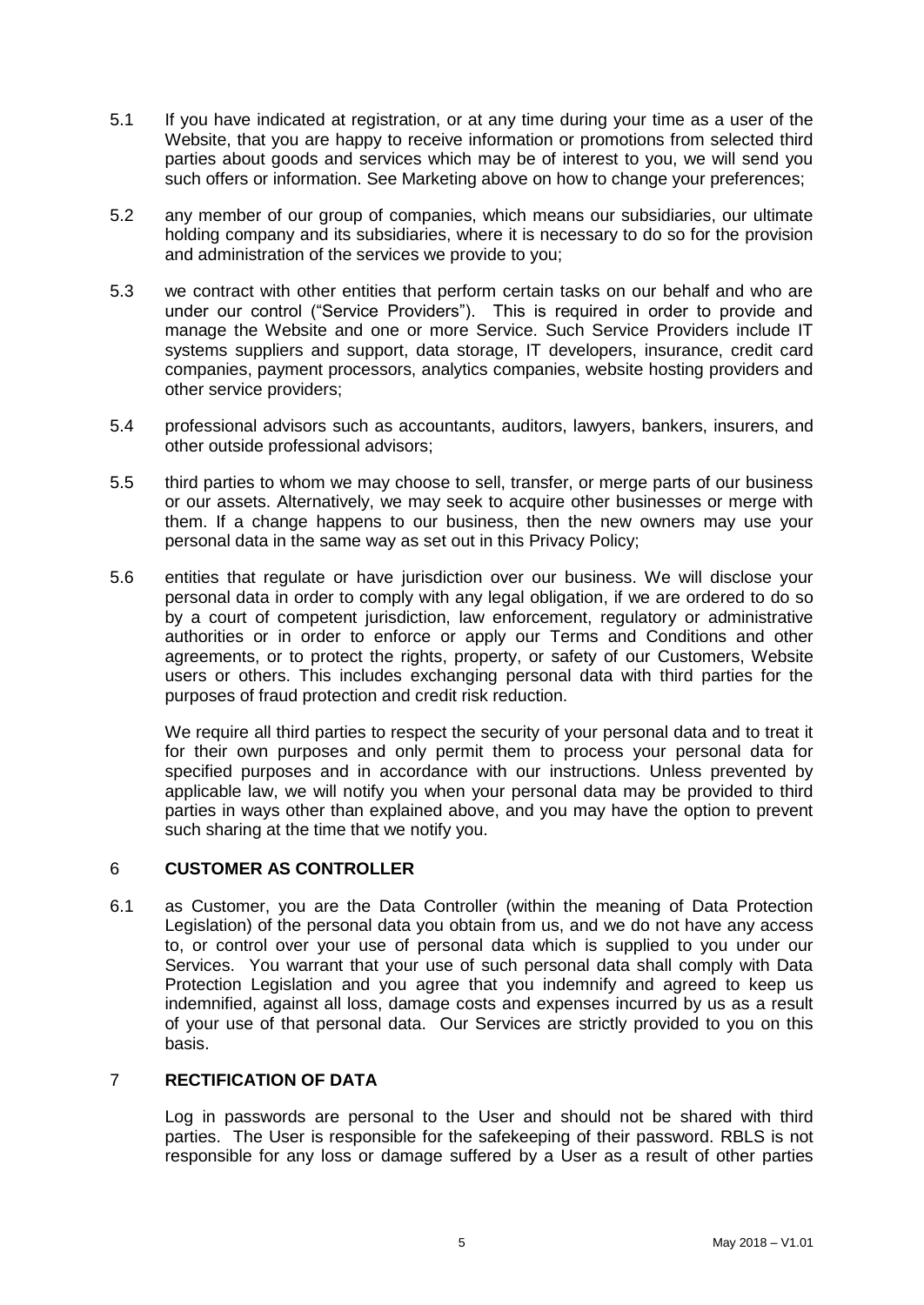5.1 If you have indicated at registration, or at any time during your time as a user of the Website, that you are happy to receive information or promotions from selected third parties about goods and services which may be of interest to you, we will send you such offers or information. See Marketing above on how to change your preferences;

5.2 any member of our group of companies, which means our subsidiaries, our ultimate holding company and its subsidiaries, where it is necessary to do so for the provision and administration of the services we provide to you;

5.3 we contract with other entities that perform certain tasks on our behalf and who are under our control ("Service Providers"). This is required in order to provide and manage the Website and one or more Service. Such Service Providers include IT systems suppliers and support, data storage, IT developers, insurance, credit card companies, payment processors, analytics companies, website hosting providers and other service providers;

5.4 professional advisors such as accountants, auditors, lawyers, bankers, insurers, and other outside professional advisors;

5.5 third parties to whom we may choose to sell, transfer, or merge parts of our business or our assets. Alternatively, we may seek to acquire other businesses or merge with them. If a change happens to our business, then the new owners may use your personal data in the same way as set out in this Privacy Policy;

5.6 entities that regulate or have jurisdiction over our business. We will disclose your personal data in order to comply with any legal obligation, if we are ordered to do so by a court of competent jurisdiction, law enforcement, regulatory or administrative authorities or in order to enforce or apply our Terms and Conditions and other agreements, or to protect the rights, property, or safety of our Customers, Website users or others. This includes exchanging personal data with third parties for the purposes of fraud protection and credit risk reduction.

We require all third parties to respect the security of your personal data and to treat it for their own purposes and only permit them to process your personal data for specified purposes and in accordance with our instructions. Unless prevented by applicable law, we will notify you when your personal data may be provided to third parties in ways other than explained above, and you may have the option to prevent such sharing at the time that we notify you.

## 6 CUSTOMER AS CONTROLLER

6.1 as Customer, you are the Data Controller (within the meaning of Data Protection Legislation) of the personal data you obtain from us, and we do not have any access to, or control over your use of personal data which is supplied to you under our Services. You warrant that your use of such personal data shall comply with Data Protection Legislation and you agree that you indemnify and agreed to keep us indemnified, against all loss, damage costs and expenses incurred by us as a result of your use of that personal data. Our Services are strictly provided to you on this basis.

## 7 RECTIFICATION OF DATA

Log in passwords are personal to the User and should not be shared with third parties. The User is responsible for the safekeeping of their password. RBLS is not responsible for any loss or damage suffered by a User as a result of other parties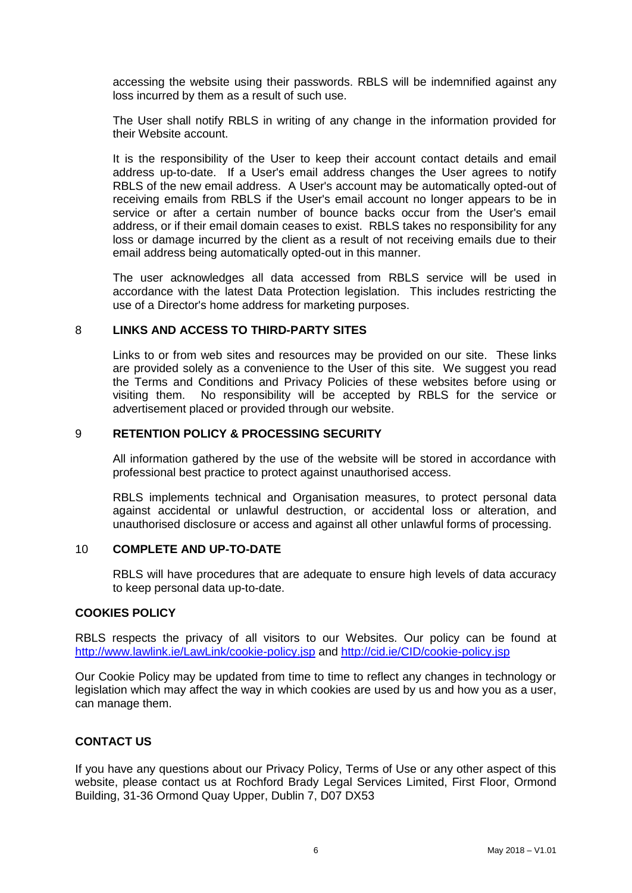accessing the website using their passwords. RBLS will be indemnified against any loss incurred by them as a result of such use.

The User shall notify RBLS in writing of any change in the information provided for their Website account.

It is the responsibility of the User to keep their account contact details and email address up-to-date. If a User's email address changes the User agrees to notify RBLS of the new email address. A User's account may be automatically opted-out of receiving emails from RBLS if the User's email account no longer appears to be in service or after a certain number of bounce backs occur from the User's email address, or if their email domain ceases to exist. RBLS takes no responsibility for any loss or damage incurred by the client as a result of not receiving emails due to their email address being automatically opted-out in this manner.

The user acknowledges all data accessed from RBLS service will be used in accordance with the latest Data Protection legislation. This includes restricting the use of a Director's home address for marketing purposes.

## 8 LINKS AND ACCESS TO THIRD-PARTY SITES

Links to or from web sites and resources may be provided on our site. These links are provided solely as a convenience to the User of this site. We suggest you read the Terms and Conditions and Privacy Policies of these websites before using or visiting them. No responsibility will be accepted by RBLS for the service or advertisement placed or provided through our website.

## 9 RETENTION POLICY & PROCESSING SECURITY

All information gathered by the use of the website will be stored in accordance with professional best practice to protect against unauthorised access.

RBLS implements technical and Organisation measures, to protect personal data against accidental or unlawful destruction, or accidental loss or alteration, and unauthorised disclosure or access and against all other unlawful forms of processing.

## 10 COMPLETE AND UP-TO-DATE

RBLS will have procedures that are adequate to ensure high levels of data accuracy to keep personal data up-to-date.

## COOKIES POLICY

RBLS respects the privacy of all visitors to our Websites. Our policy can be found at [http://www.lawlink.ie/LawLink/cookie-policy.jsp](http://www.lawlink.ie/LawLink/cookie-policy.jsp) and [http://cid.ie/CID/cookie-policy.jsp](http://cid.ie/CID/cookie-policy.jsp)

Our Cookie Policy may be updated from time to time to reflect any changes in technology or legislation which may affect the way in which cookies are used by us and how you as a user, can manage them.

## CONTACT US

If you have any questions about our Privacy Policy, Terms of Use or any other aspect of this website, please contact us at Rochford Brady Legal Services Limited, First Floor, Ormond Building, 31-36 Ormond Quay Upper, Dublin 7, D07 DX53